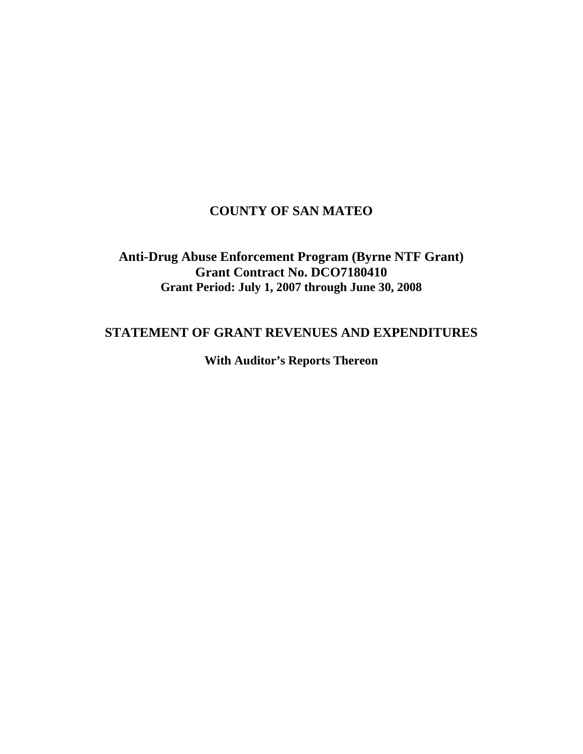# COUNTY OF SAN MATEO

## Anti-Drug Abuse Enforcement Program (Byrne NTF Grant)
## Grant Contract No. DCO7180410
### Grant Period: July 1, 2007 through June 30, 2008

## STATEMENT OF GRANT REVENUES AND EXPENDITURES

**With Auditor's Reports Thereon**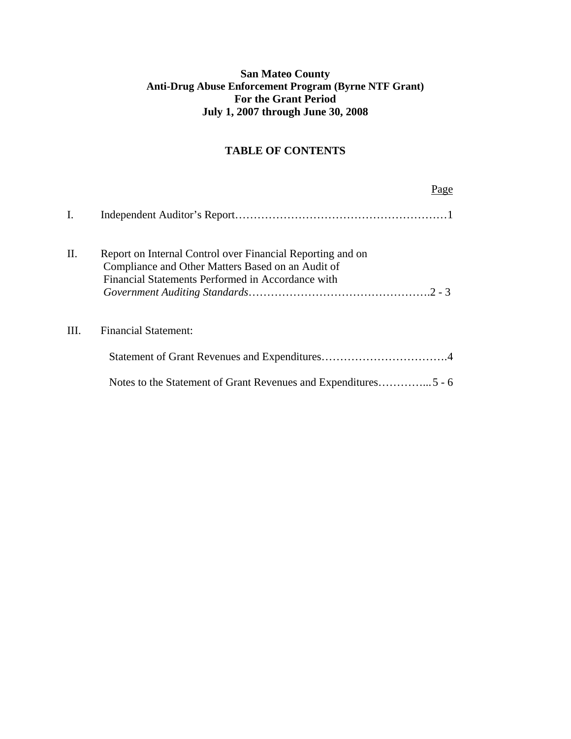**San Mateo County**
**Anti-Drug Abuse Enforcement Program (Byrne NTF Grant)**
**For the Grant Period**
**July 1, 2007 through June 30, 2008**

## TABLE OF CONTENTS

| | | Page |
|---|---|---|
| I. | Independent Auditor's Report | 1 |
| II. | Report on Internal Control over Financial Reporting and on Compliance and Other Matters Based on an Audit of Financial Statements Performed in Accordance with *Government Auditing Standards* | 2 - 3 |
| III. | Financial Statement: | |
| | Statement of Grant Revenues and Expenditures | 4 |
| | Notes to the Statement of Grant Revenues and Expenditures | 5 - 6 |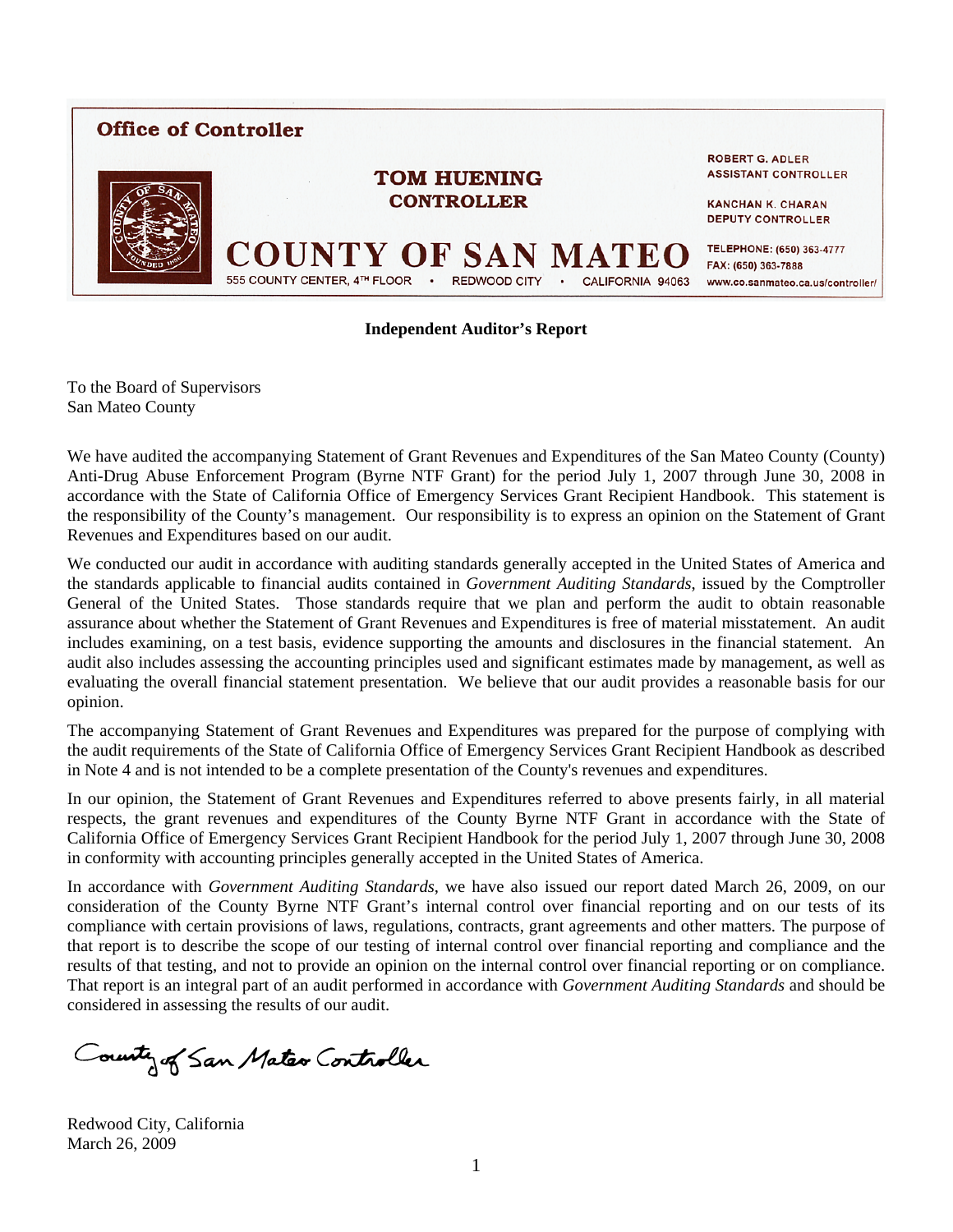**Office of Controller**

**TOM HUENING**
**CONTROLLER**

**COUNTY OF SAN MATEO**
555 COUNTY CENTER, 4TH FLOOR • REDWOOD CITY • CALIFORNIA 94063

ROBERT G. ADLER
ASSISTANT CONTROLLER

KANCHAN K. CHARAN
DEPUTY CONTROLLER

TELEPHONE: (650) 363-4777
FAX: (650) 363-7888
www.co.sanmateo.ca.us/controller/

## Independent Auditor's Report

To the Board of Supervisors
San Mateo County

We have audited the accompanying Statement of Grant Revenues and Expenditures of the San Mateo County (County) Anti-Drug Abuse Enforcement Program (Byrne NTF Grant) for the period July 1, 2007 through June 30, 2008 in accordance with the State of California Office of Emergency Services Grant Recipient Handbook. This statement is the responsibility of the County's management. Our responsibility is to express an opinion on the Statement of Grant Revenues and Expenditures based on our audit.

We conducted our audit in accordance with auditing standards generally accepted in the United States of America and the standards applicable to financial audits contained in *Government Auditing Standards*, issued by the Comptroller General of the United States. Those standards require that we plan and perform the audit to obtain reasonable assurance about whether the Statement of Grant Revenues and Expenditures is free of material misstatement. An audit includes examining, on a test basis, evidence supporting the amounts and disclosures in the financial statement. An audit also includes assessing the accounting principles used and significant estimates made by management, as well as evaluating the overall financial statement presentation. We believe that our audit provides a reasonable basis for our opinion.

The accompanying Statement of Grant Revenues and Expenditures was prepared for the purpose of complying with the audit requirements of the State of California Office of Emergency Services Grant Recipient Handbook as described in Note 4 and is not intended to be a complete presentation of the County's revenues and expenditures.

In our opinion, the Statement of Grant Revenues and Expenditures referred to above presents fairly, in all material respects, the grant revenues and expenditures of the County Byrne NTF Grant in accordance with the State of California Office of Emergency Services Grant Recipient Handbook for the period July 1, 2007 through June 30, 2008 in conformity with accounting principles generally accepted in the United States of America.

In accordance with *Government Auditing Standards*, we have also issued our report dated March 26, 2009, on our consideration of the County Byrne NTF Grant's internal control over financial reporting and on our tests of its compliance with certain provisions of laws, regulations, contracts, grant agreements and other matters. The purpose of that report is to describe the scope of our testing of internal control over financial reporting and compliance and the results of that testing, and not to provide an opinion on the internal control over financial reporting or on compliance. That report is an integral part of an audit performed in accordance with *Government Auditing Standards* and should be considered in assessing the results of our audit.

County of San Mateo Controller

Redwood City, California
March 26, 2009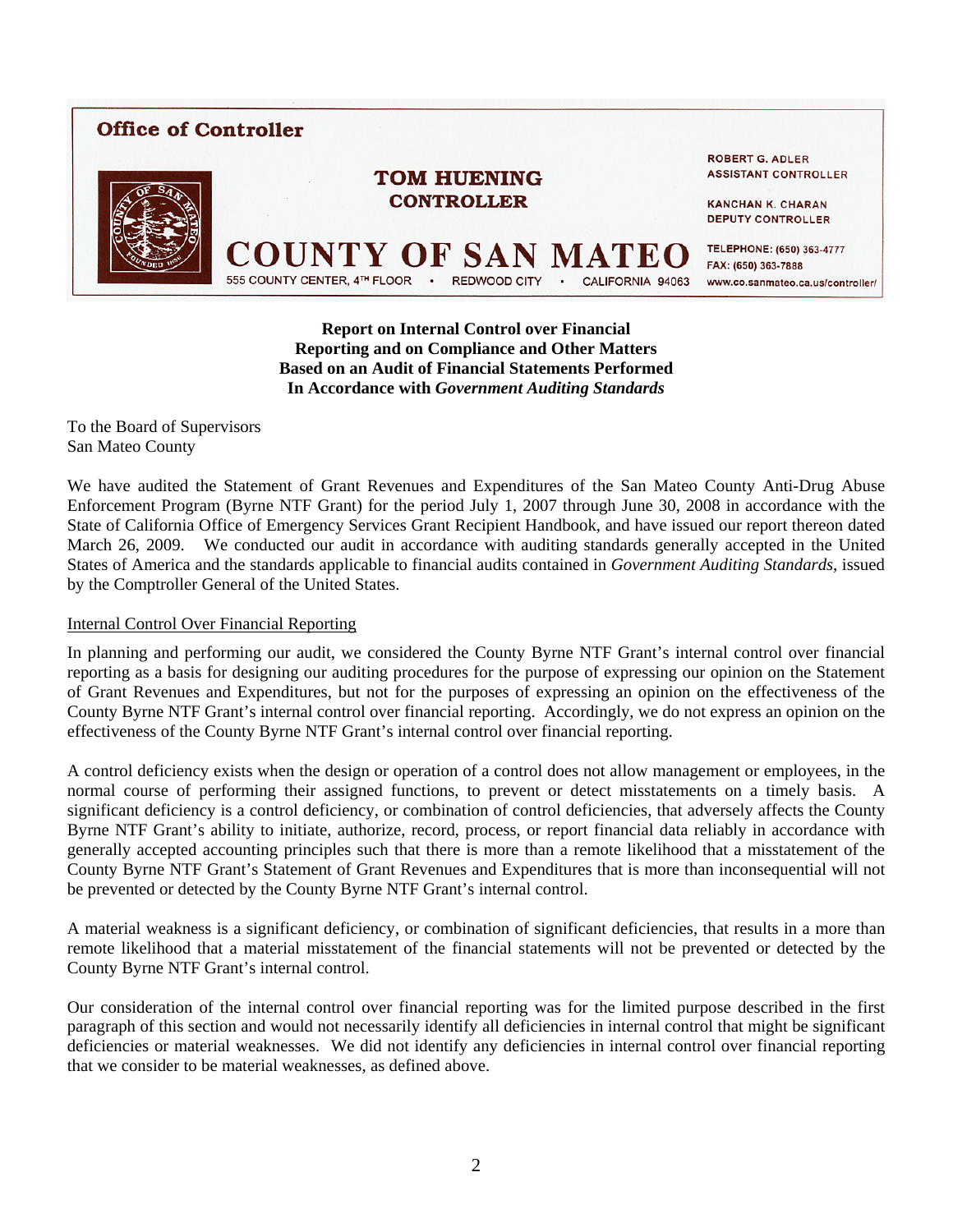**Office of Controller**

**TOM HUENING**
**CONTROLLER**

**COUNTY OF SAN MATEO**
555 COUNTY CENTER, 4TH FLOOR • REDWOOD CITY • CALIFORNIA 94063

ROBERT G. ADLER
ASSISTANT CONTROLLER

KANCHAN K. CHARAN
DEPUTY CONTROLLER

TELEPHONE: (650) 363-4777
FAX: (650) 363-7888
www.co.sanmateo.ca.us/controller/

**Report on Internal Control over Financial Reporting and on Compliance and Other Matters Based on an Audit of Financial Statements Performed In Accordance with *Government Auditing Standards***

To the Board of Supervisors
San Mateo County

We have audited the Statement of Grant Revenues and Expenditures of the San Mateo County Anti-Drug Abuse Enforcement Program (Byrne NTF Grant) for the period July 1, 2007 through June 30, 2008 in accordance with the State of California Office of Emergency Services Grant Recipient Handbook, and have issued our report thereon dated March 26, 2009. We conducted our audit in accordance with auditing standards generally accepted in the United States of America and the standards applicable to financial audits contained in *Government Auditing Standards*, issued by the Comptroller General of the United States.

Internal Control Over Financial Reporting

In planning and performing our audit, we considered the County Byrne NTF Grant's internal control over financial reporting as a basis for designing our auditing procedures for the purpose of expressing our opinion on the Statement of Grant Revenues and Expenditures, but not for the purposes of expressing an opinion on the effectiveness of the County Byrne NTF Grant's internal control over financial reporting. Accordingly, we do not express an opinion on the effectiveness of the County Byrne NTF Grant's internal control over financial reporting.

A control deficiency exists when the design or operation of a control does not allow management or employees, in the normal course of performing their assigned functions, to prevent or detect misstatements on a timely basis. A significant deficiency is a control deficiency, or combination of control deficiencies, that adversely affects the County Byrne NTF Grant's ability to initiate, authorize, record, process, or report financial data reliably in accordance with generally accepted accounting principles such that there is more than a remote likelihood that a misstatement of the County Byrne NTF Grant's Statement of Grant Revenues and Expenditures that is more than inconsequential will not be prevented or detected by the County Byrne NTF Grant's internal control.

A material weakness is a significant deficiency, or combination of significant deficiencies, that results in a more than remote likelihood that a material misstatement of the financial statements will not be prevented or detected by the County Byrne NTF Grant's internal control.

Our consideration of the internal control over financial reporting was for the limited purpose described in the first paragraph of this section and would not necessarily identify all deficiencies in internal control that might be significant deficiencies or material weaknesses. We did not identify any deficiencies in internal control over financial reporting that we consider to be material weaknesses, as defined above.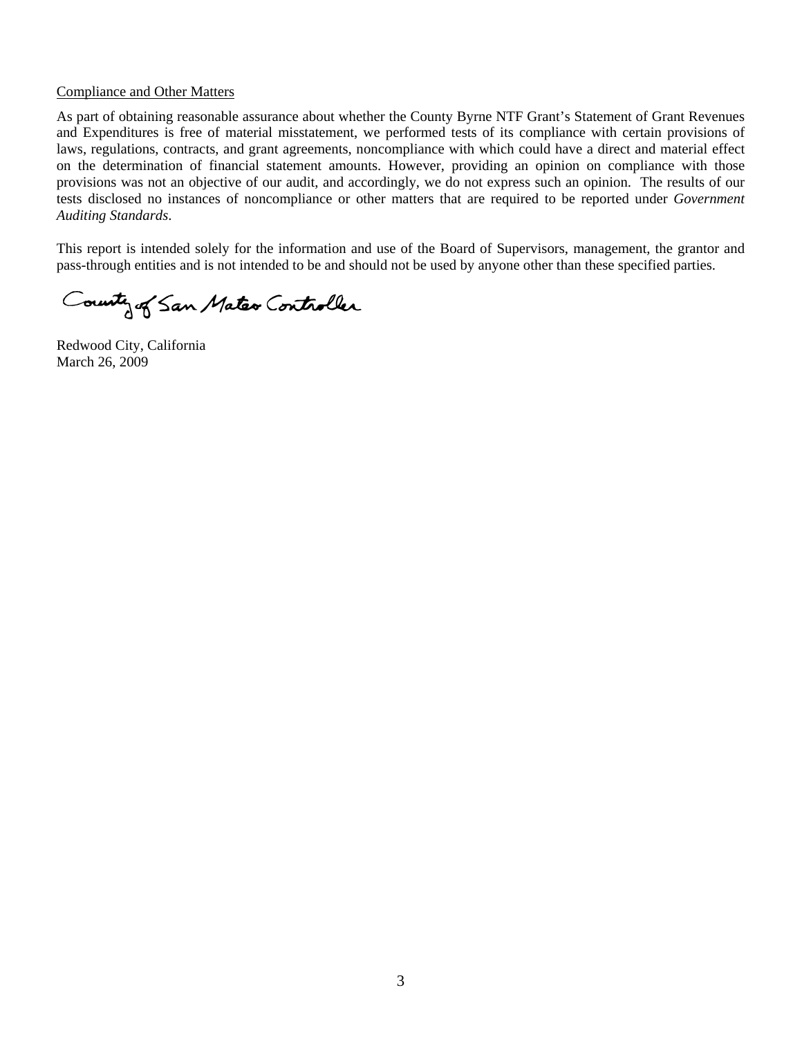Compliance and Other Matters

As part of obtaining reasonable assurance about whether the County Byrne NTF Grant's Statement of Grant Revenues and Expenditures is free of material misstatement, we performed tests of its compliance with certain provisions of laws, regulations, contracts, and grant agreements, noncompliance with which could have a direct and material effect on the determination of financial statement amounts. However, providing an opinion on compliance with those provisions was not an objective of our audit, and accordingly, we do not express such an opinion. The results of our tests disclosed no instances of noncompliance or other matters that are required to be reported under *Government Auditing Standards*.

This report is intended solely for the information and use of the Board of Supervisors, management, the grantor and pass-through entities and is not intended to be and should not be used by anyone other than these specified parties.

County of San Mateo Controller

Redwood City, California
March 26, 2009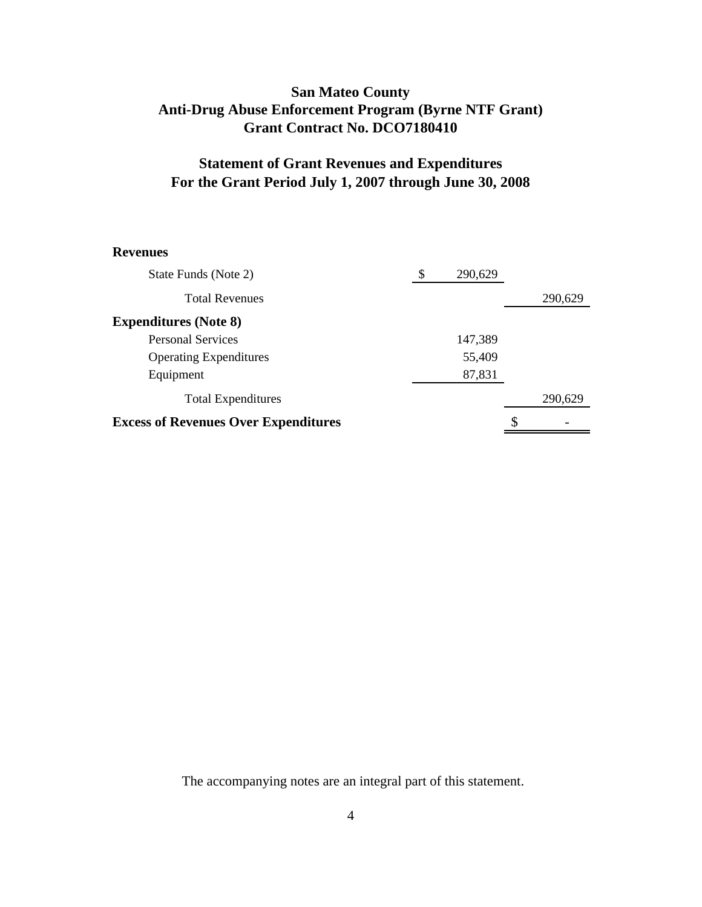# San Mateo County
## Anti-Drug Abuse Enforcement Program (Byrne NTF Grant)
## Grant Contract No. DCO7180410

## Statement of Grant Revenues and Expenditures
## For the Grant Period July 1, 2007 through June 30, 2008

| | | |
|---|---|---|
| **Revenues** | | |
| State Funds (Note 2) | $ 290,629 | |
| Total Revenues | | 290,629 |
| **Expenditures (Note 8)** | | |
| Personal Services | 147,389 | |
| Operating Expenditures | 55,409 | |
| Equipment | 87,831 | |
| Total Expenditures | | 290,629 |
| **Excess of Revenues Over Expenditures** | | $ - |

The accompanying notes are an integral part of this statement.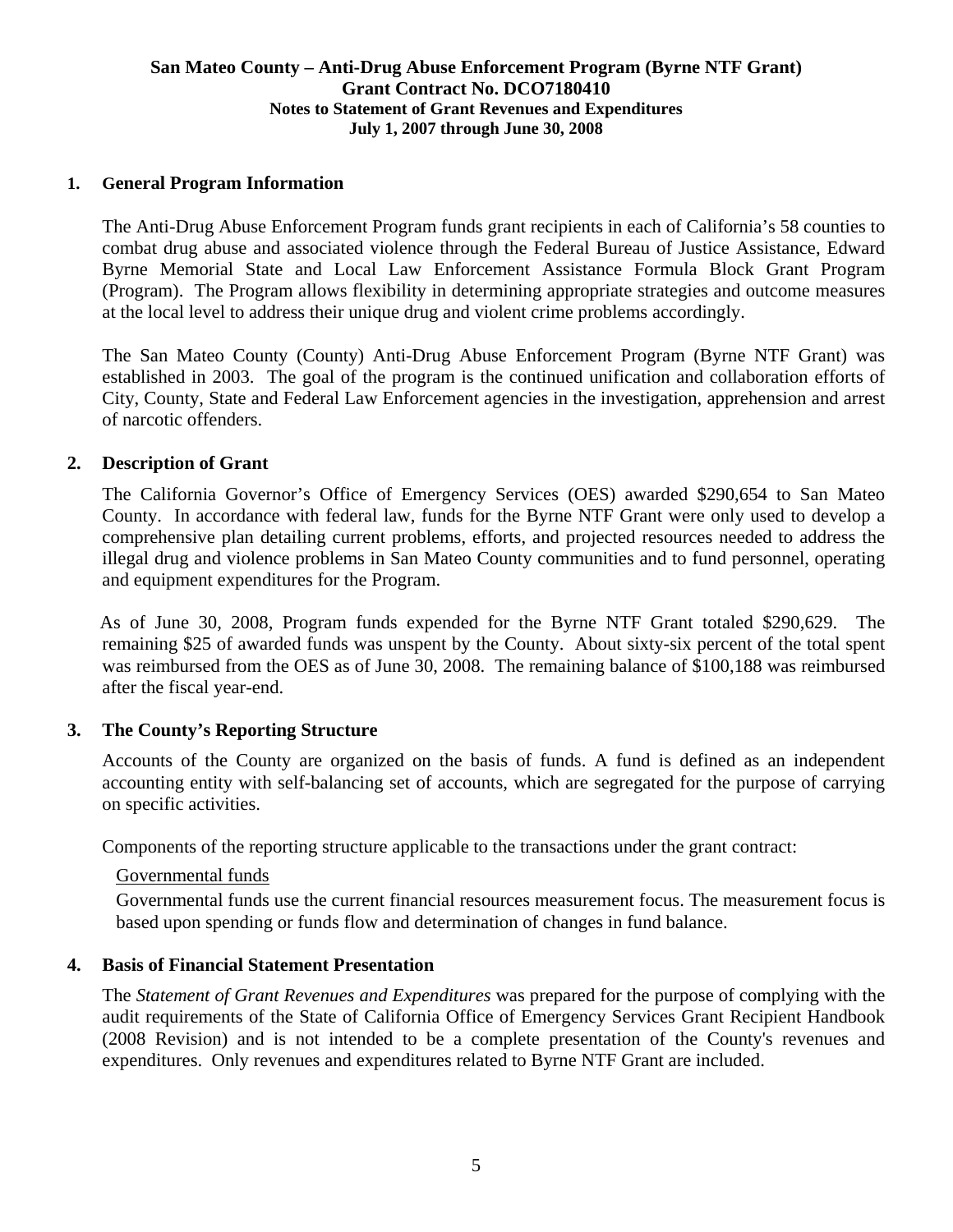# San Mateo County – Anti-Drug Abuse Enforcement Program (Byrne NTF Grant)
## Grant Contract No. DCO7180410
### Notes to Statement of Grant Revenues and Expenditures
### July 1, 2007 through June 30, 2008

## 1. General Program Information

The Anti-Drug Abuse Enforcement Program funds grant recipients in each of California's 58 counties to combat drug abuse and associated violence through the Federal Bureau of Justice Assistance, Edward Byrne Memorial State and Local Law Enforcement Assistance Formula Block Grant Program (Program). The Program allows flexibility in determining appropriate strategies and outcome measures at the local level to address their unique drug and violent crime problems accordingly.

The San Mateo County (County) Anti-Drug Abuse Enforcement Program (Byrne NTF Grant) was established in 2003. The goal of the program is the continued unification and collaboration efforts of City, County, State and Federal Law Enforcement agencies in the investigation, apprehension and arrest of narcotic offenders.

## 2. Description of Grant

The California Governor's Office of Emergency Services (OES) awarded $290,654 to San Mateo County. In accordance with federal law, funds for the Byrne NTF Grant were only used to develop a comprehensive plan detailing current problems, efforts, and projected resources needed to address the illegal drug and violence problems in San Mateo County communities and to fund personnel, operating and equipment expenditures for the Program.

As of June 30, 2008, Program funds expended for the Byrne NTF Grant totaled $290,629. The remaining $25 of awarded funds was unspent by the County. About sixty-six percent of the total spent was reimbursed from the OES as of June 30, 2008. The remaining balance of $100,188 was reimbursed after the fiscal year-end.

## 3. The County's Reporting Structure

Accounts of the County are organized on the basis of funds. A fund is defined as an independent accounting entity with self-balancing set of accounts, which are segregated for the purpose of carrying on specific activities.

Components of the reporting structure applicable to the transactions under the grant contract:

Governmental funds

Governmental funds use the current financial resources measurement focus. The measurement focus is based upon spending or funds flow and determination of changes in fund balance.

## 4. Basis of Financial Statement Presentation

The *Statement of Grant Revenues and Expenditures* was prepared for the purpose of complying with the audit requirements of the State of California Office of Emergency Services Grant Recipient Handbook (2008 Revision) and is not intended to be a complete presentation of the County's revenues and expenditures. Only revenues and expenditures related to Byrne NTF Grant are included.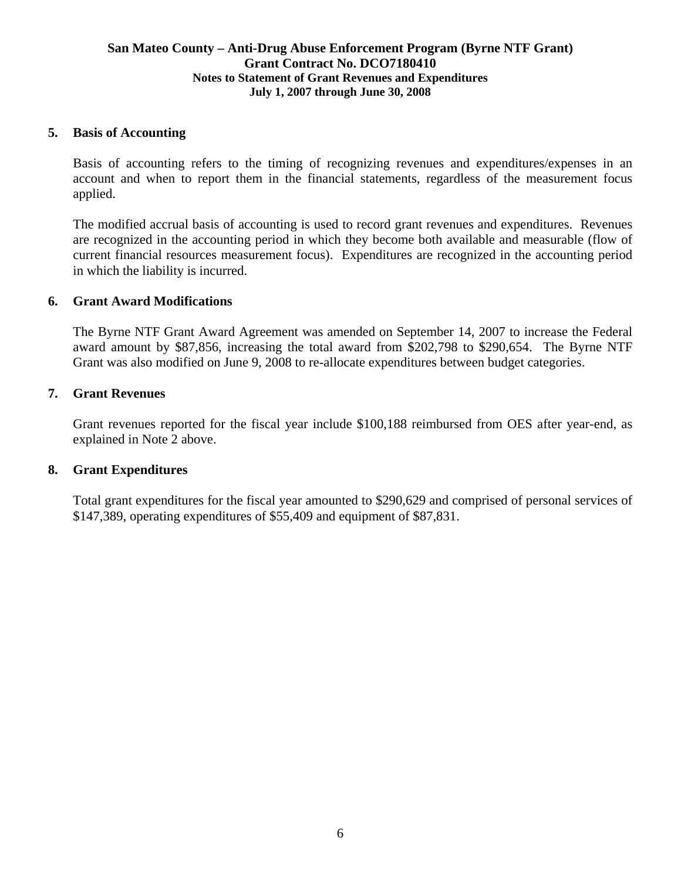## 5. Basis of Accounting

Basis of accounting refers to the timing of recognizing revenues and expenditures/expenses in an account and when to report them in the financial statements, regardless of the measurement focus applied.

The modified accrual basis of accounting is used to record grant revenues and expenditures. Revenues are recognized in the accounting period in which they become both available and measurable (flow of current financial resources measurement focus). Expenditures are recognized in the accounting period in which the liability is incurred.

## 6. Grant Award Modifications

The Byrne NTF Grant Award Agreement was amended on September 14, 2007 to increase the Federal award amount by $87,856, increasing the total award from $202,798 to $290,654. The Byrne NTF Grant was also modified on June 9, 2008 to re-allocate expenditures between budget categories.

## 7. Grant Revenues

Grant revenues reported for the fiscal year include $100,188 reimbursed from OES after year-end, as explained in Note 2 above.

## 8. Grant Expenditures

Total grant expenditures for the fiscal year amounted to $290,629 and comprised of personal services of $147,389, operating expenditures of $55,409 and equipment of $87,831.